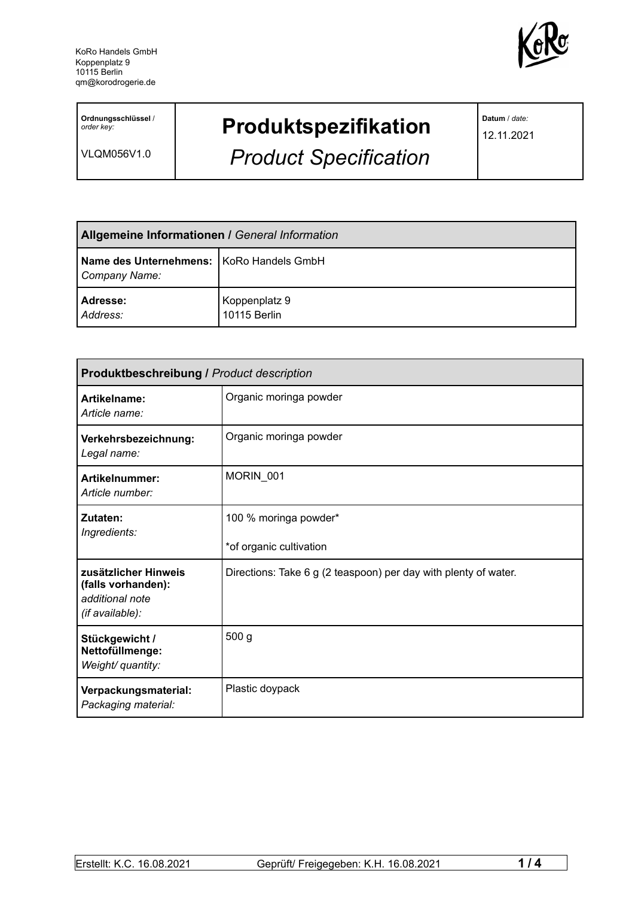KoRo Handels GmbH
Koppenplatz 9
10115 Berlin
qm@korodrogerie.de

| **Ordnungsschlüssel** / *order key:* VLQM056V1.0 | **Produktspezifikation** *Product Specification* | **Datum** / *date:* 12.11.2021 |
|---|---|---|

| **Allgemeine Informationen /** *General Information* | |
|---|---|
| **Name des Unternehmens:** *Company Name:* | KoRo Handels GmbH |
| **Adresse:** *Address:* | Koppenplatz 9 10115 Berlin |

| **Produktbeschreibung /** *Product description* | |
|---|---|
| **Artikelname:** *Article name:* | Organic moringa powder |
| **Verkehrsbezeichnung:** *Legal name:* | Organic moringa powder |
| **Artikelnummer:** *Article number:* | MORIN_001 |
| **Zutaten:** *Ingredients:* | 100 % moringa powder* <br> *of organic cultivation |
| **zusätzlicher Hinweis (falls vorhanden):** *additional note (if available):* | Directions: Take 6 g (2 teaspoon) per day with plenty of water. |
| **Stückgewicht / Nettofüllmenge:** *Weight/ quantity:* | 500 g |
| **Verpackungsmaterial:** *Packaging material:* | Plastic doypack |

Erstellt: K.C. 16.08.2021 Geprüft/ Freigegeben: K.H. 16.08.2021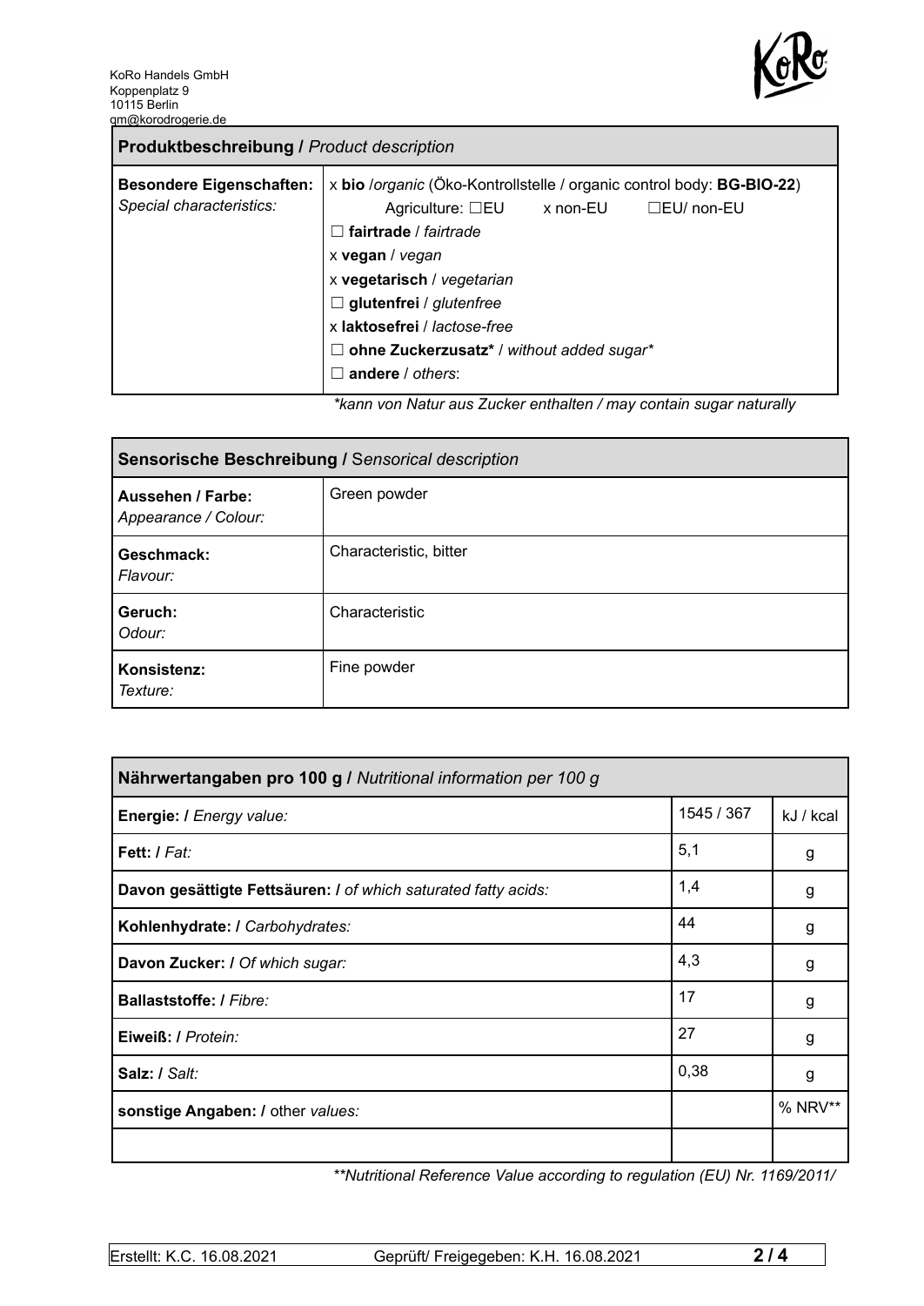KoRo Handels GmbH
Koppenplatz 9
10115 Berlin
qm@korodrogerie.de

| **Produktbeschreibung /** *Product description* | |
|---|---|
| **Besondere Eigenschaften:** *Special characteristics:* | x **bio** /*organic* (Öko-Kontrollstelle / organic control body: **BG-BIO-22**)<br>Agriculture: ☐EU x non-EU ☐EU/ non-EU<br>☐ **fairtrade** / *fairtrade*<br>x **vegan** / *vegan*<br>x **vegetarisch** / *vegetarian*<br>☐ **glutenfrei** / *glutenfree*<br>x **laktosefrei** / *lactose-free*<br>☐ **ohne Zuckerzusatz*** / *without added sugar**<br>☐ **andere** / *others*: |

*\*kann von Natur aus Zucker enthalten / may contain sugar naturally*

| **Sensorische Beschreibung /** *Sensorical description* | |
|---|---|
| **Aussehen / Farbe:** *Appearance / Colour:* | Green powder |
| **Geschmack:** *Flavour:* | Characteristic, bitter |
| **Geruch:** *Odour:* | Characteristic |
| **Konsistenz:** *Texture:* | Fine powder |

| **Nährwertangaben pro 100 g /** *Nutritional information per 100 g* | | |
|---|---|---|
| **Energie: /** *Energy value:* | 1545 / 367 | kJ / kcal |
| **Fett: /** *Fat:* | 5,1 | g |
| **Davon gesättigte Fettsäuren: /** *of which saturated fatty acids:* | 1,4 | g |
| **Kohlenhydrate: /** *Carbohydrates:* | 44 | g |
| **Davon Zucker: /** *Of which sugar:* | 4,3 | g |
| **Ballaststoffe: /** *Fibre:* | 17 | g |
| **Eiweiß: /** *Protein:* | 27 | g |
| **Salz: /** *Salt:* | 0,38 | g |
| **sonstige Angaben: /** other *values:* | | % NRV** |
| | | |

*\*\*Nutritional Reference Value according to regulation (EU) Nr. 1169/2011/*

Erstellt: K.C. 16.08.2021 Geprüft/ Freigegeben: K.H. 16.08.2021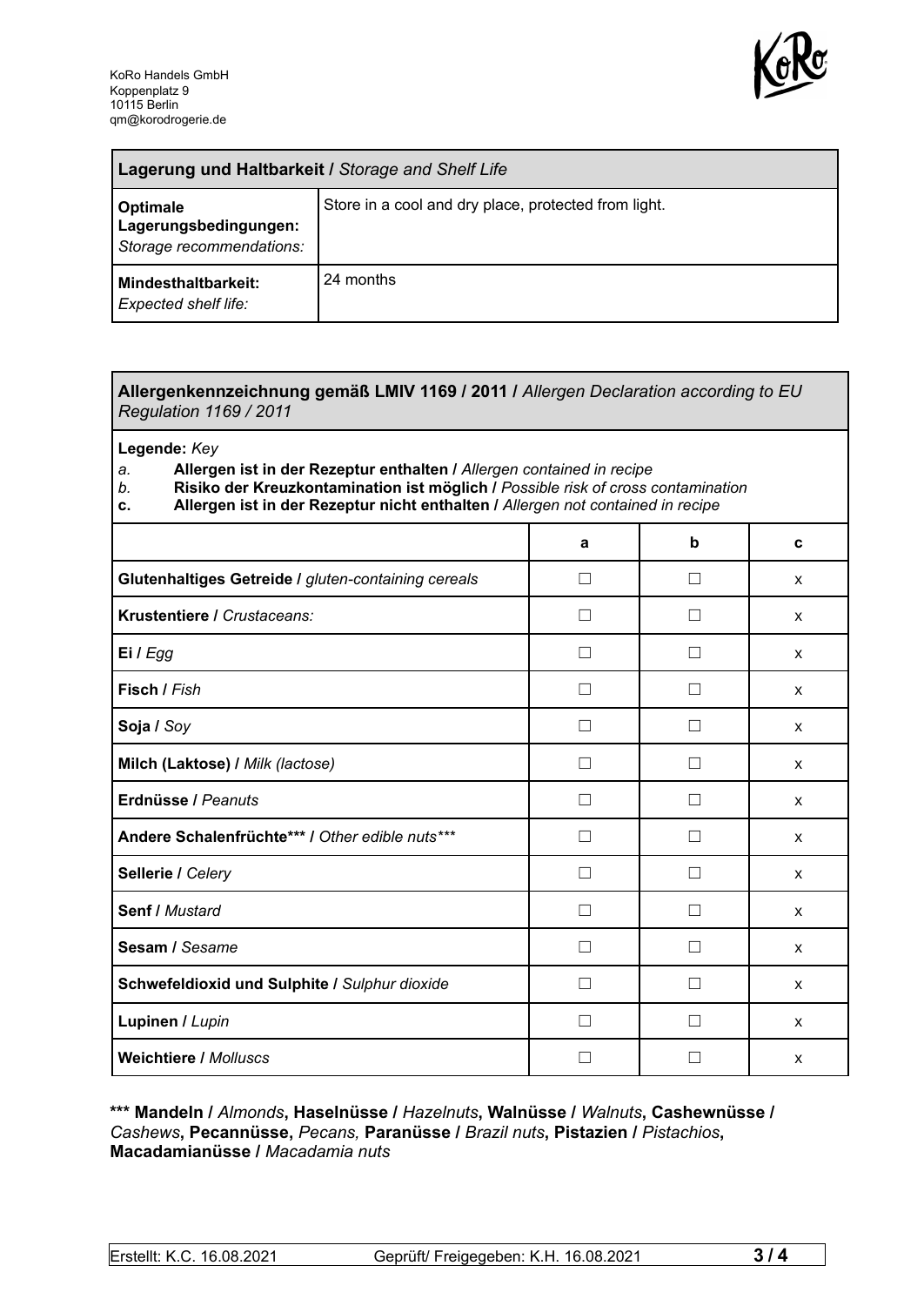KoRo Handels GmbH
Koppenplatz 9
10115 Berlin
qm@korodrogerie.de

| **Lagerung und Haltbarkeit /** *Storage and Shelf Life* | |
|---|---|
| **Optimale Lagerungsbedingungen:** *Storage recommendations:* | Store in a cool and dry place, protected from light. |
| **Mindesthaltbarkeit:** *Expected shelf life:* | 24 months |

**Allergenkennzeichnung gemäß LMIV 1169 / 2011 /** *Allergen Declaration according to EU Regulation 1169 / 2011*

**Legende:** *Key*

*a.* **Allergen ist in der Rezeptur enthalten /** *Allergen contained in recipe*
*b.* **Risiko der Kreuzkontamination ist möglich /** *Possible risk of cross contamination*
**c.** **Allergen ist in der Rezeptur nicht enthalten /** *Allergen not contained in recipe*

| | a | b | c |
|---|---|---|---|
| **Glutenhaltiges Getreide /** *gluten-containing cereals* | ☐ | ☐ | x |
| **Krustentiere /** *Crustaceans:* | ☐ | ☐ | x |
| **Ei /** *Egg* | ☐ | ☐ | x |
| **Fisch /** *Fish* | ☐ | ☐ | x |
| **Soja /** *Soy* | ☐ | ☐ | x |
| **Milch (Laktose) /** *Milk (lactose)* | ☐ | ☐ | x |
| **Erdnüsse /** *Peanuts* | ☐ | ☐ | x |
| **Andere Schalenfrüchte*** /** *Other edible nuts**** | ☐ | ☐ | x |
| **Sellerie /** *Celery* | ☐ | ☐ | x |
| **Senf /** *Mustard* | ☐ | ☐ | x |
| **Sesam /** *Sesame* | ☐ | ☐ | x |
| **Schwefeldioxid und Sulphite /** *Sulphur dioxide* | ☐ | ☐ | x |
| **Lupinen /** *Lupin* | ☐ | ☐ | x |
| **Weichtiere /** *Molluscs* | ☐ | ☐ | x |

**\*\*\* Mandeln /** *Almonds***, Haselnüsse /** *Hazelnuts***, Walnüsse /** *Walnuts***, Cashewnüsse /** *Cashews***, Pecannüsse,** *Pecans,* **Paranüsse /** *Brazil nuts***, Pistazien /** *Pistachios***, Macadamianüsse /** *Macadamia nuts*

Erstellt: K.C. 16.08.2021 | Geprüft/ Freigegeben: K.H. 16.08.2021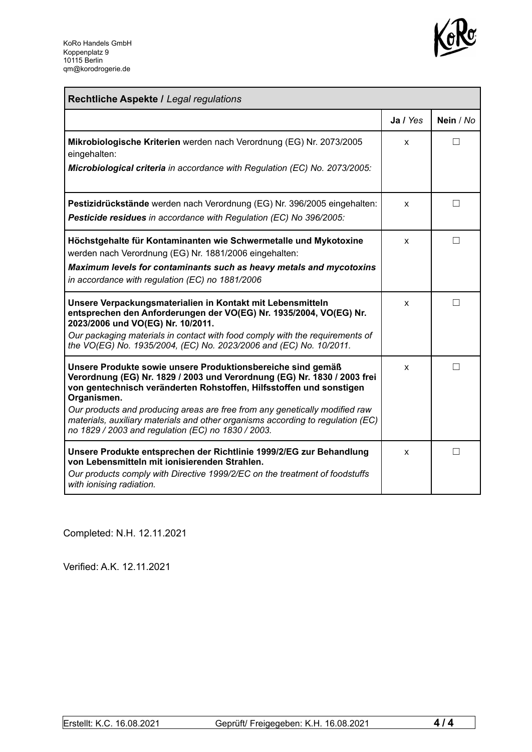KoRo Handels GmbH
Koppenplatz 9
10115 Berlin
qm@korodrogerie.de

| **Rechtliche Aspekte /** *Legal regulations* | | |
|---|---|---|
| | **Ja /** *Yes* | **Nein** / *No* |
| **Mikrobiologische Kriterien** werden nach Verordnung (EG) Nr. 2073/2005 eingehalten: ***Microbiological criteria*** *in accordance with Regulation (EC) No. 2073/2005:* | x | ☐ |
| **Pestizidrückstände** werden nach Verordnung (EG) Nr. 396/2005 eingehalten: ***Pesticide residues*** *in accordance with Regulation (EC) No 396/2005:* | x | ☐ |
| **Höchstgehalte für Kontaminanten wie Schwermetalle und Mykotoxine** werden nach Verordnung (EG) Nr. 1881/2006 eingehalten: ***Maximum levels for contaminants such as heavy metals and mycotoxins*** *in accordance with regulation (EC) no 1881/2006* | x | ☐ |
| **Unsere Verpackungsmaterialien in Kontakt mit Lebensmitteln entsprechen den Anforderungen der VO(EG) Nr. 1935/2004, VO(EG) Nr. 2023/2006 und VO(EG) Nr. 10/2011.** *Our packaging materials in contact with food comply with the requirements of the VO(EG) No. 1935/2004, (EC) No. 2023/2006 and (EC) No. 10/2011.* | x | ☐ |
| **Unsere Produkte sowie unsere Produktionsbereiche sind gemäß Verordnung (EG) Nr. 1829 / 2003 und Verordnung (EG) Nr. 1830 / 2003 frei von gentechnisch veränderten Rohstoffen, Hilfsstoffen und sonstigen Organismen.** *Our products and producing areas are free from any genetically modified raw materials, auxiliary materials and other organisms according to regulation (EC) no 1829 / 2003 and regulation (EC) no 1830 / 2003.* | x | ☐ |
| **Unsere Produkte entsprechen der Richtlinie 1999/2/EG zur Behandlung von Lebensmitteln mit ionisierenden Strahlen.** *Our products comply with Directive 1999/2/EC on the treatment of foodstuffs with ionising radiation.* | x | ☐ |

Completed: N.H. 12.11.2021

Verified: A.K. 12.11.2021

Erstellt: K.C. 16.08.2021 Geprüft/ Freigegeben: K.H. 16.08.2021